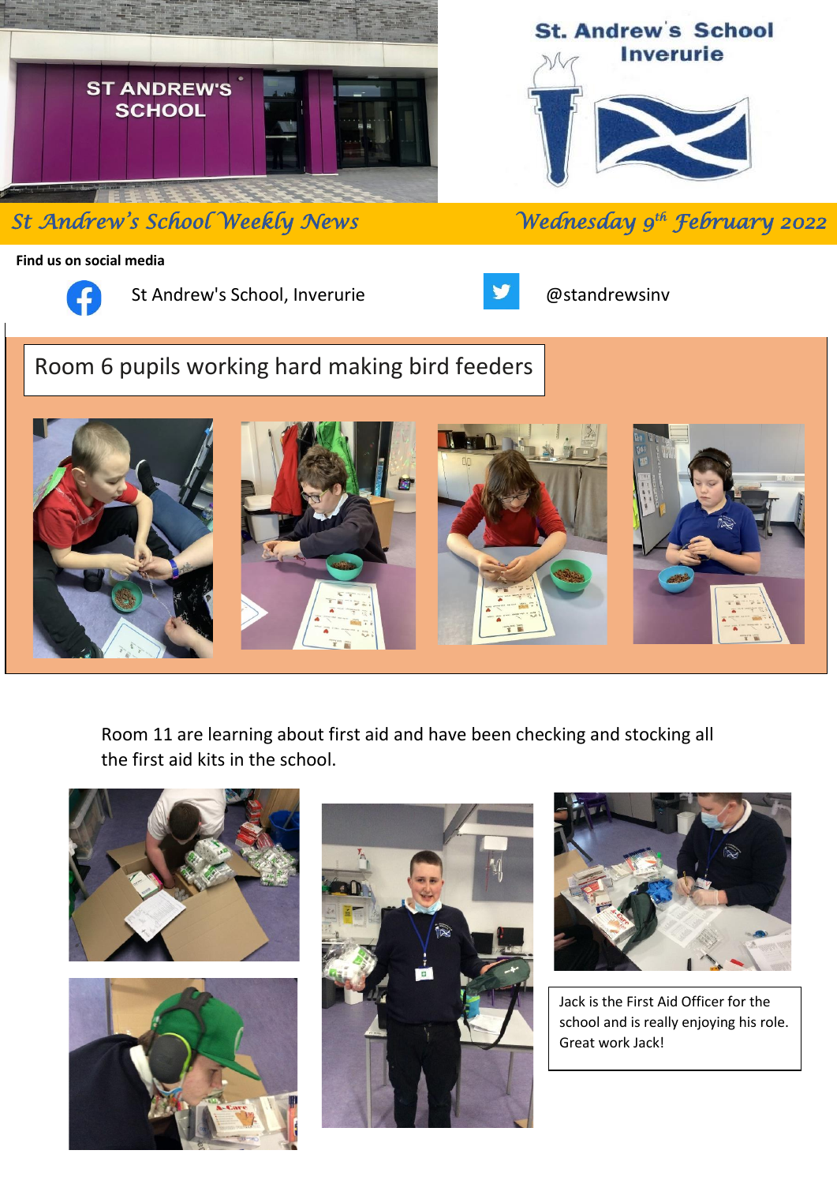# St. Andrew's School Inverurie

## St Andrew's School Weekly News

Wednesday 9th February 2022

**Find us on social media**

St Andrew's School, Inverurie

@standrewsinv

## Room 6 pupils working hard making bird feeders

Room 11 are learning about first aid and have been checking and stocking all the first aid kits in the school.

Jack is the First Aid Officer for the school and is really enjoying his role. Great work Jack!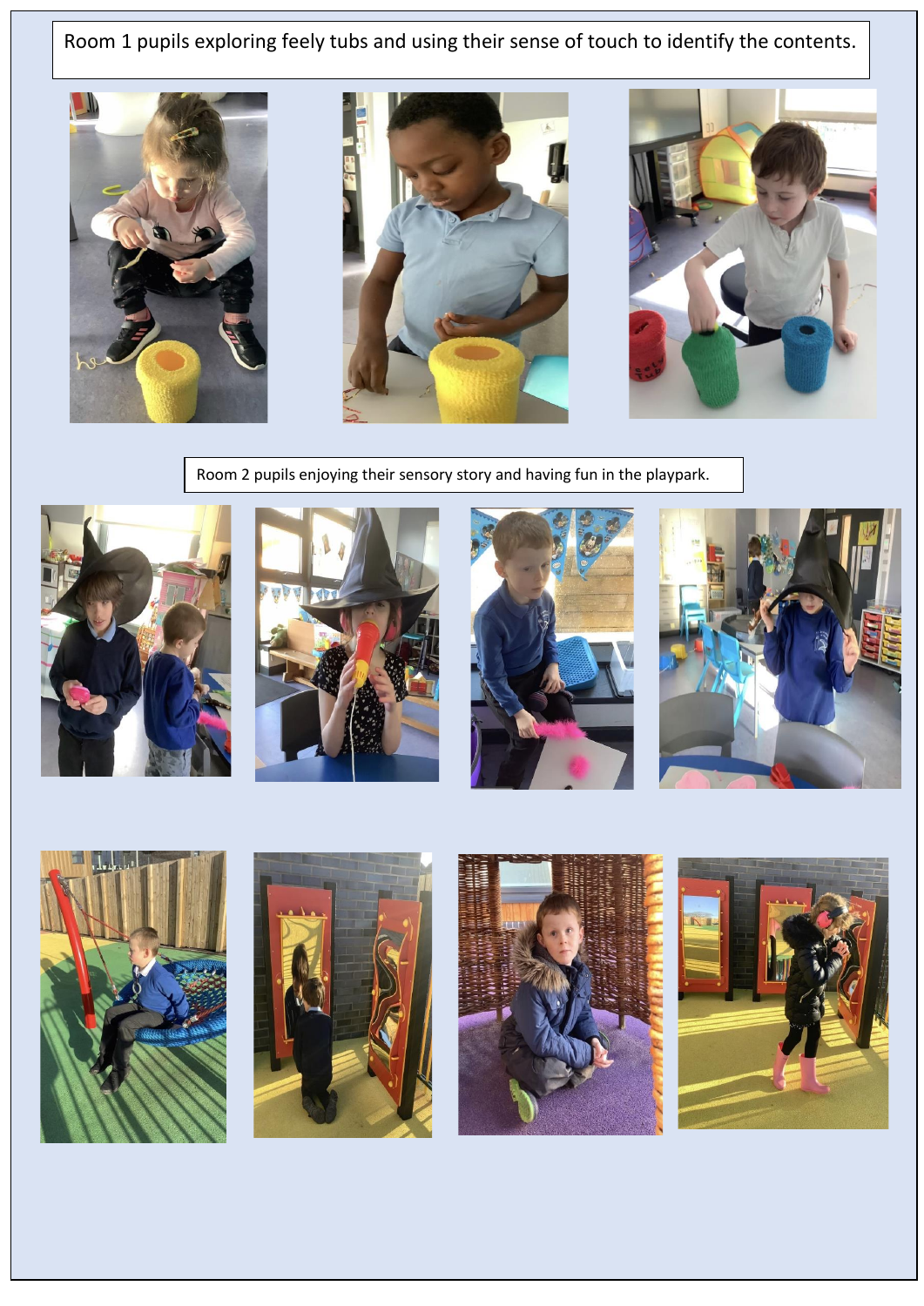Room 1 pupils exploring feely tubs and using their sense of touch to identify the contents.

Room 2 pupils enjoying their sensory story and having fun in the playpark.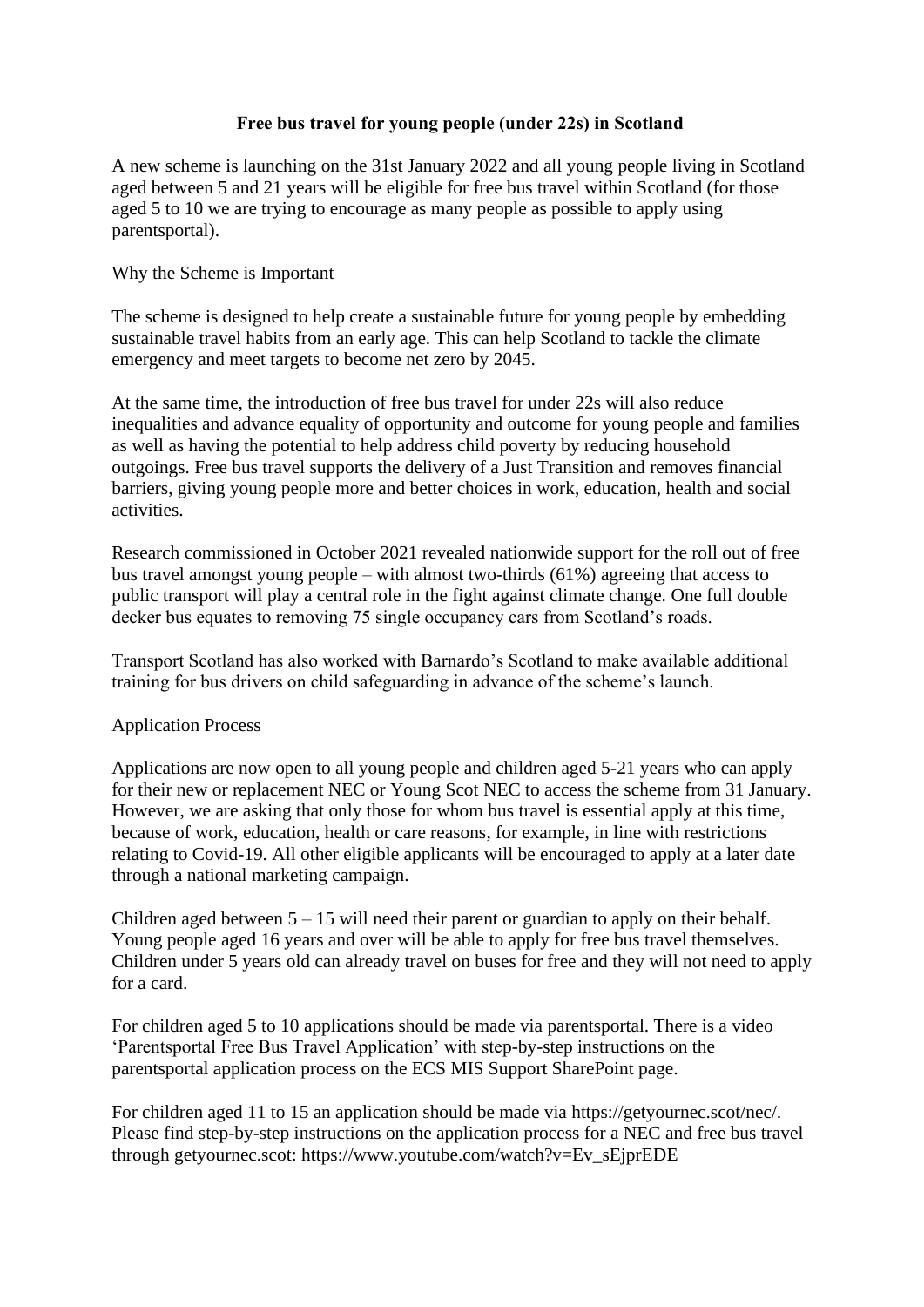# Free bus travel for young people (under 22s) in Scotland

A new scheme is launching on the 31st January 2022 and all young people living in Scotland aged between 5 and 21 years will be eligible for free bus travel within Scotland (for those aged 5 to 10 we are trying to encourage as many people as possible to apply using parentsportal).

## Why the Scheme is Important

The scheme is designed to help create a sustainable future for young people by embedding sustainable travel habits from an early age. This can help Scotland to tackle the climate emergency and meet targets to become net zero by 2045.

At the same time, the introduction of free bus travel for under 22s will also reduce inequalities and advance equality of opportunity and outcome for young people and families as well as having the potential to help address child poverty by reducing household outgoings. Free bus travel supports the delivery of a Just Transition and removes financial barriers, giving young people more and better choices in work, education, health and social activities.

Research commissioned in October 2021 revealed nationwide support for the roll out of free bus travel amongst young people – with almost two-thirds (61%) agreeing that access to public transport will play a central role in the fight against climate change. One full double decker bus equates to removing 75 single occupancy cars from Scotland's roads.

Transport Scotland has also worked with Barnardo's Scotland to make available additional training for bus drivers on child safeguarding in advance of the scheme's launch.

## Application Process

Applications are now open to all young people and children aged 5-21 years who can apply for their new or replacement NEC or Young Scot NEC to access the scheme from 31 January. However, we are asking that only those for whom bus travel is essential apply at this time, because of work, education, health or care reasons, for example, in line with restrictions relating to Covid-19. All other eligible applicants will be encouraged to apply at a later date through a national marketing campaign.

Children aged between 5 – 15 will need their parent or guardian to apply on their behalf. Young people aged 16 years and over will be able to apply for free bus travel themselves. Children under 5 years old can already travel on buses for free and they will not need to apply for a card.

For children aged 5 to 10 applications should be made via parentsportal. There is a video 'Parentsportal Free Bus Travel Application' with step-by-step instructions on the parentsportal application process on the ECS MIS Support SharePoint page.

For children aged 11 to 15 an application should be made via https://getyournec.scot/nec/. Please find step-by-step instructions on the application process for a NEC and free bus travel through getyournec.scot: https://www.youtube.com/watch?v=Ev_sEjprEDE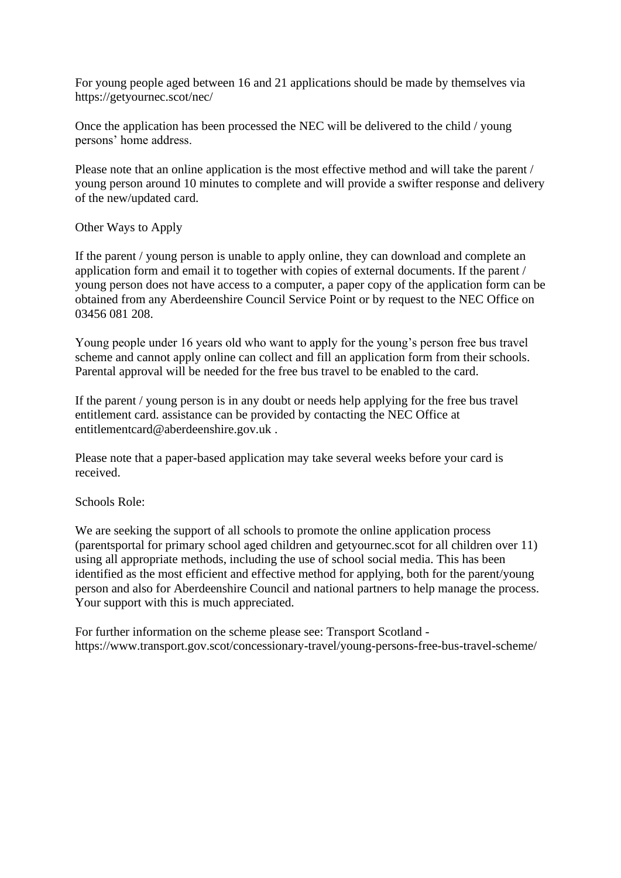For young people aged between 16 and 21 applications should be made by themselves via https://getyournec.scot/nec/

Once the application has been processed the NEC will be delivered to the child / young persons' home address.

Please note that an online application is the most effective method and will take the parent / young person around 10 minutes to complete and will provide a swifter response and delivery of the new/updated card.

Other Ways to Apply

If the parent / young person is unable to apply online, they can download and complete an application form and email it to together with copies of external documents. If the parent / young person does not have access to a computer, a paper copy of the application form can be obtained from any Aberdeenshire Council Service Point or by request to the NEC Office on 03456 081 208.

Young people under 16 years old who want to apply for the young's person free bus travel scheme and cannot apply online can collect and fill an application form from their schools. Parental approval will be needed for the free bus travel to be enabled to the card.

If the parent / young person is in any doubt or needs help applying for the free bus travel entitlement card. assistance can be provided by contacting the NEC Office at entitlementcard@aberdeenshire.gov.uk .

Please note that a paper-based application may take several weeks before your card is received.

Schools Role:

We are seeking the support of all schools to promote the online application process (parentsportal for primary school aged children and getyournec.scot for all children over 11) using all appropriate methods, including the use of school social media. This has been identified as the most efficient and effective method for applying, both for the parent/young person and also for Aberdeenshire Council and national partners to help manage the process. Your support with this is much appreciated.

For further information on the scheme please see: Transport Scotland - https://www.transport.gov.scot/concessionary-travel/young-persons-free-bus-travel-scheme/